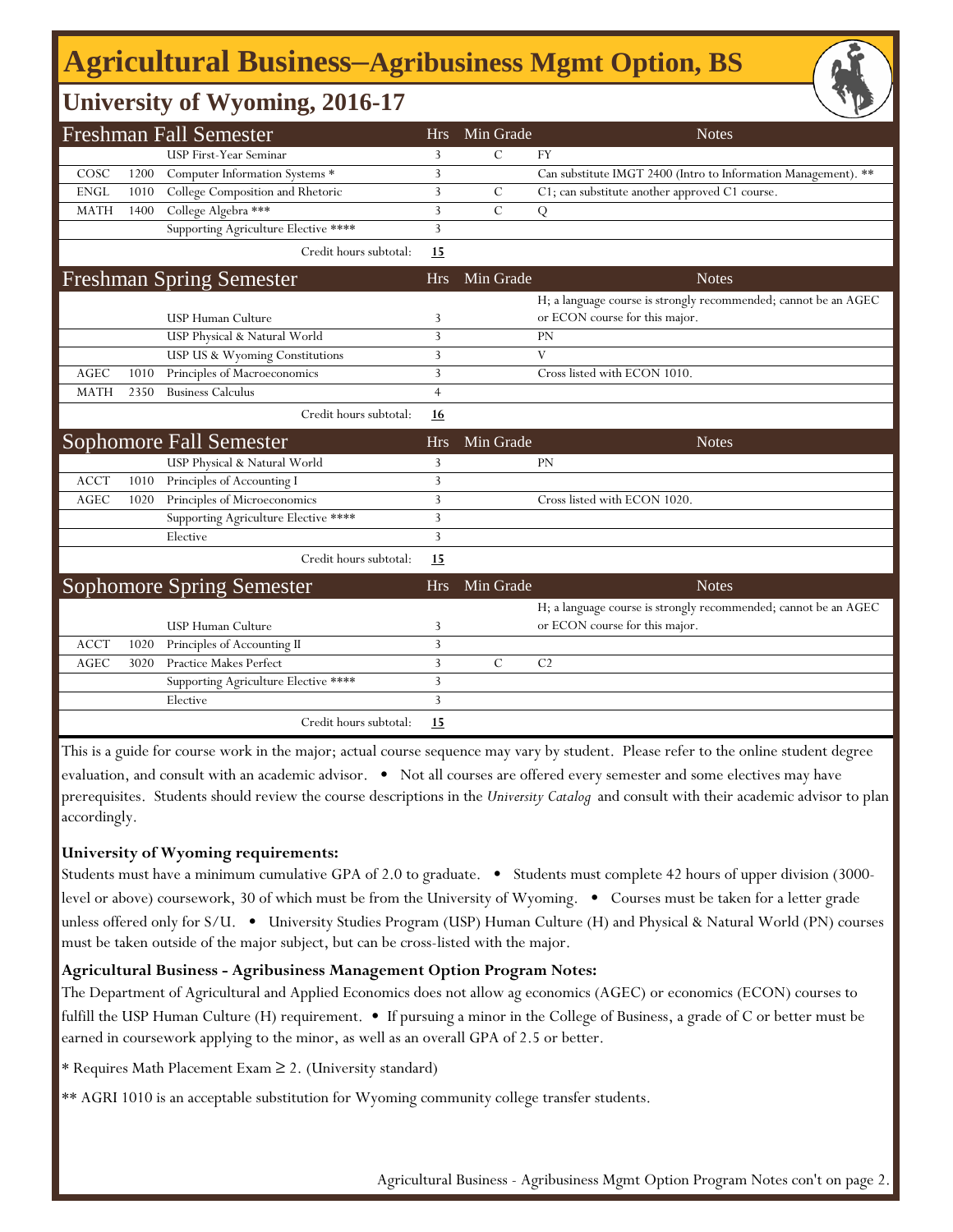# Agricultural Business–Agribusiness Mgmt Option, BS

## University of Wyoming, 2016-17

| Freshman Fall Semester | | | Hrs | Min Grade | Notes |
|---|---|---|---|---|---|
| | | USP First-Year Seminar | 3 | C | FY |
| COSC | 1200 | Computer Information Systems * | 3 | | Can substitute IMGT 2400 (Intro to Information Management). ** |
| ENGL | 1010 | College Composition and Rhetoric | 3 | C | C1; can substitute another approved C1 course. |
| MATH | 1400 | College Algebra *** | 3 | C | Q |
| | | Supporting Agriculture Elective **** | 3 | | |
| | | Credit hours subtotal: | **15** | | |

| Freshman Spring Semester | | | Hrs | Min Grade | Notes |
|---|---|---|---|---|---|
| | | USP Human Culture | 3 | | H; a language course is strongly recommended; cannot be an AGEC or ECON course for this major. |
| | | USP Physical & Natural World | 3 | | PN |
| | | USP US & Wyoming Constitutions | 3 | | V |
| AGEC | 1010 | Principles of Macroeconomics | 3 | | Cross listed with ECON 1010. |
| MATH | 2350 | Business Calculus | 4 | | |
| | | Credit hours subtotal: | **16** | | |

| Sophomore Fall Semester | | | Hrs | Min Grade | Notes |
|---|---|---|---|---|---|
| | | USP Physical & Natural World | 3 | | PN |
| ACCT | 1010 | Principles of Accounting I | 3 | | |
| AGEC | 1020 | Principles of Microeconomics | 3 | | Cross listed with ECON 1020. |
| | | Supporting Agriculture Elective **** | 3 | | |
| | | Elective | 3 | | |
| | | Credit hours subtotal: | **15** | | |

| Sophomore Spring Semester | | | Hrs | Min Grade | Notes |
|---|---|---|---|---|---|
| | | USP Human Culture | 3 | | H; a language course is strongly recommended; cannot be an AGEC or ECON course for this major. |
| ACCT | 1020 | Principles of Accounting II | 3 | | |
| AGEC | 3020 | Practice Makes Perfect | 3 | C | C2 |
| | | Supporting Agriculture Elective **** | 3 | | |
| | | Elective | 3 | | |
| | | Credit hours subtotal: | **15** | | |

This is a guide for course work in the major; actual course sequence may vary by student. Please refer to the online student degree evaluation, and consult with an academic advisor. • Not all courses are offered every semester and some electives may have prerequisites. Students should review the course descriptions in the *University Catalog* and consult with their academic advisor to plan accordingly.

**University of Wyoming requirements:**

Students must have a minimum cumulative GPA of 2.0 to graduate. • Students must complete 42 hours of upper division (3000-level or above) coursework, 30 of which must be from the University of Wyoming. • Courses must be taken for a letter grade unless offered only for S/U. • University Studies Program (USP) Human Culture (H) and Physical & Natural World (PN) courses must be taken outside of the major subject, but can be cross-listed with the major.

**Agricultural Business - Agribusiness Management Option Program Notes:**

The Department of Agricultural and Applied Economics does not allow ag economics (AGEC) or economics (ECON) courses to fulfill the USP Human Culture (H) requirement. • If pursuing a minor in the College of Business, a grade of C or better must be earned in coursework applying to the minor, as well as an overall GPA of 2.5 or better.

* Requires Math Placement Exam ≥ 2. (University standard)

** AGRI 1010 is an acceptable substitution for Wyoming community college transfer students.

Agricultural Business - Agribusiness Mgmt Option Program Notes con't on page 2.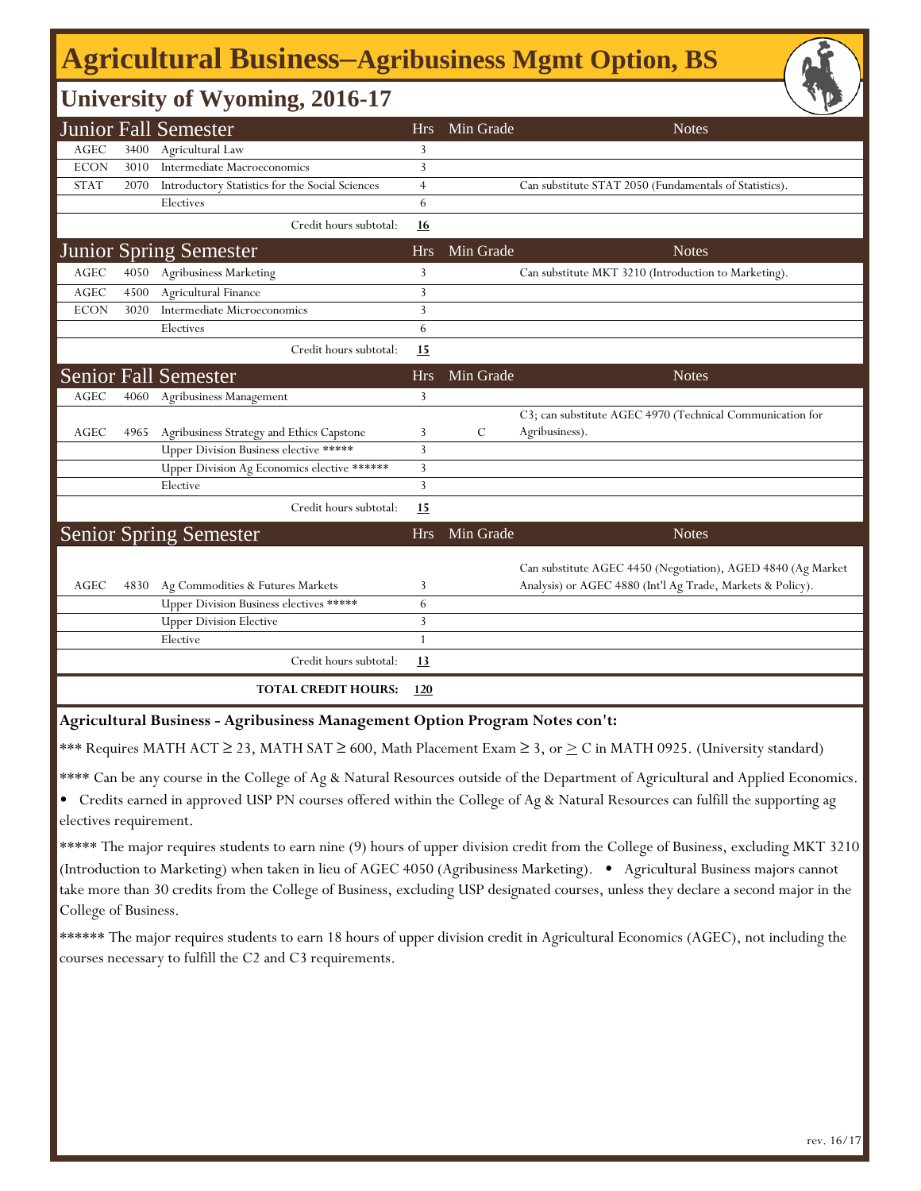# Agricultural Business–Agribusiness Mgmt Option, BS

## University of Wyoming, 2016-17

| Junior Fall Semester | | | Hrs | Min Grade | Notes |
|---|---|---|---|---|---|
| AGEC | 3400 | Agricultural Law | 3 | | |
| ECON | 3010 | Intermediate Macroeconomics | 3 | | |
| STAT | 2070 | Introductory Statistics for the Social Sciences | 4 | | Can substitute STAT 2050 (Fundamentals of Statistics). |
| | | Electives | 6 | | |
| | | Credit hours subtotal: | 16 | | |

| Junior Spring Semester | | | Hrs | Min Grade | Notes |
|---|---|---|---|---|---|
| AGEC | 4050 | Agribusiness Marketing | 3 | | Can substitute MKT 3210 (Introduction to Marketing). |
| AGEC | 4500 | Agricultural Finance | 3 | | |
| ECON | 3020 | Intermediate Microeconomics | 3 | | |
| | | Electives | 6 | | |
| | | Credit hours subtotal: | 15 | | |

| Senior Fall Semester | | | Hrs | Min Grade | Notes |
|---|---|---|---|---|---|
| AGEC | 4060 | Agribusiness Management | 3 | | |
| AGEC | 4965 | Agribusiness Strategy and Ethics Capstone | 3 | C | C3; can substitute AGEC 4970 (Technical Communication for Agribusiness). |
| | | Upper Division Business elective ***** | 3 | | |
| | | Upper Division Ag Economics elective ****** | 3 | | |
| | | Elective | 3 | | |
| | | Credit hours subtotal: | 15 | | |

| Senior Spring Semester | | | Hrs | Min Grade | Notes |
|---|---|---|---|---|---|
| AGEC | 4830 | Ag Commodities & Futures Markets | 3 | | Can substitute AGEC 4450 (Negotiation), AGED 4840 (Ag Market Analysis) or AGEC 4880 (Int'l Ag Trade, Markets & Policy). |
| | | Upper Division Business electives ***** | 6 | | |
| | | Upper Division Elective | 3 | | |
| | | Elective | 1 | | |
| | | Credit hours subtotal: | 13 | | |
| | | **TOTAL CREDIT HOURS:** | **120** | | |

**Agricultural Business - Agribusiness Management Option Program Notes con't:**

*** Requires MATH ACT ≥ 23, MATH SAT ≥ 600, Math Placement Exam ≥ 3, or ≥ C in MATH 0925. (University standard)

**** Can be any course in the College of Ag & Natural Resources outside of the Department of Agricultural and Applied Economics.
• Credits earned in approved USP PN courses offered within the College of Ag & Natural Resources can fulfill the supporting ag electives requirement.

***** The major requires students to earn nine (9) hours of upper division credit from the College of Business, excluding MKT 3210 (Introduction to Marketing) when taken in lieu of AGEC 4050 (Agribusiness Marketing). • Agricultural Business majors cannot take more than 30 credits from the College of Business, excluding USP designated courses, unless they declare a second major in the College of Business.

****** The major requires students to earn 18 hours of upper division credit in Agricultural Economics (AGEC), not including the courses necessary to fulfill the C2 and C3 requirements.

rev. 16/17